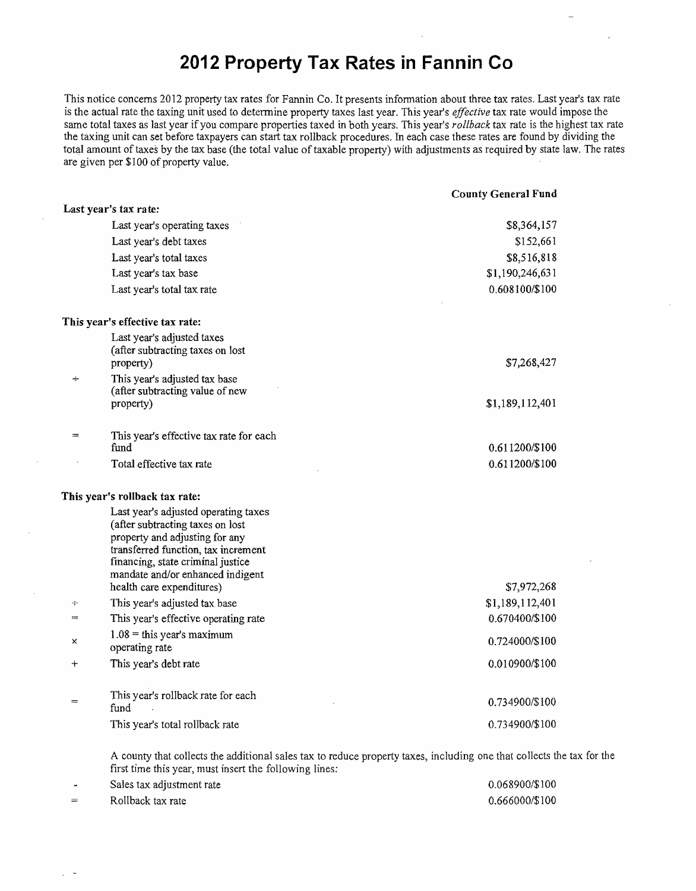# 2012 Property Tax Rates in Fannin Co

This notice concerns 2012 property tax rates for Fannin Co. It presents information about three tax rates. Last year's tax rate is the actual rate the taxing unit used to determine property taxes last year. This year's *effective* tax rate would impose the same total taxes as last year if you compare properties taxed in both years. This year's *rollback* tax rate is the highest tax rate the taxing unit can set before taxpayers can start tax rollback procedures. In each case these rates are found by dividing the total amount of taxes by the tax base (the total value of taxable property) with adjustments as required by state law. The rates are given per $100 of property value.

| | | County General Fund |
|---|---|---|
| **Last year's tax rate:** | | |
| | Last year's operating taxes | $8,364,157 |
| | Last year's debt taxes | $152,661 |
| | Last year's total taxes | $8,516,818 |
| | Last year's tax base | $1,190,246,631 |
| | Last year's total tax rate | 0.608100/$100 |
| **This year's effective tax rate:** | | |
| | Last year's adjusted taxes (after subtracting taxes on lost property) | $7,268,427 |
| ÷ | This year's adjusted tax base (after subtracting value of new property) | $1,189,112,401 |
| = | This year's effective tax rate for each fund | 0.611200/$100 |
| | Total effective tax rate | 0.611200/$100 |
| **This year's rollback tax rate:** | | |
| | Last year's adjusted operating taxes (after subtracting taxes on lost property and adjusting for any transferred function, tax increment financing, state criminal justice mandate and/or enhanced indigent health care expenditures) | $7,972,268 |
| ÷ | This year's adjusted tax base | $1,189,112,401 |
| = | This year's effective operating rate | 0.670400/$100 |
| × | 1.08 = this year's maximum operating rate | 0.724000/$100 |
| + | This year's debt rate | 0.010900/$100 |
| = | This year's rollback rate for each fund | 0.734900/$100 |
| | This year's total rollback rate | 0.734900/$100 |

A county that collects the additional sales tax to reduce property taxes, including one that collects the tax for the first time this year, must insert the following lines:

| | | |
|---|---|---|
| - | Sales tax adjustment rate | 0.068900/$100 |
| = | Rollback tax rate | 0.666000/$100 |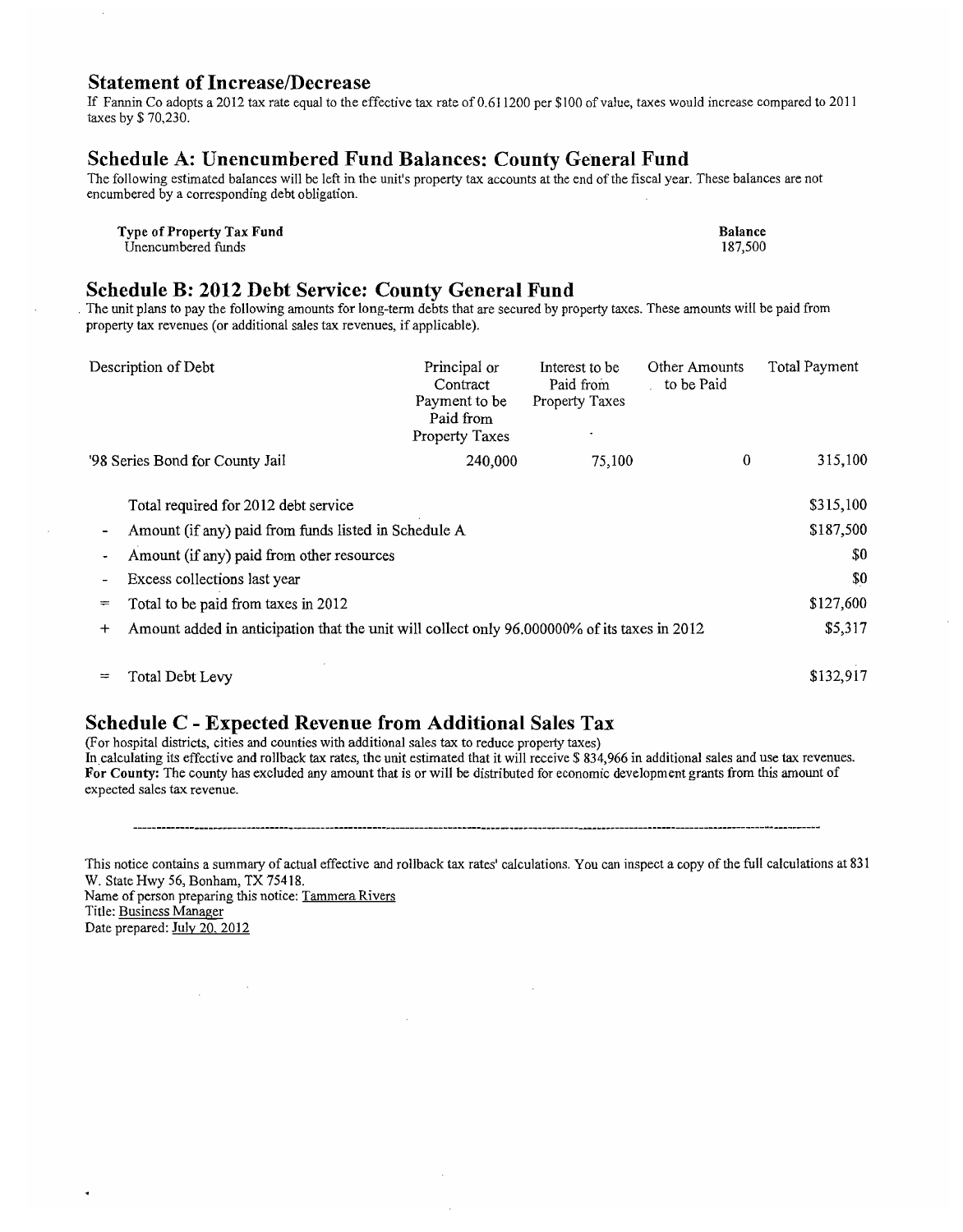## Statement of Increase/Decrease

If Fannin Co adopts a 2012 tax rate equal to the effective tax rate of 0.611200 per $100 of value, taxes would increase compared to 2011 taxes by $ 70,230.

## Schedule A: Unencumbered Fund Balances: County General Fund

The following estimated balances will be left in the unit's property tax accounts at the end of the fiscal year. These balances are not encumbered by a corresponding debt obligation.

| Type of Property Tax Fund | Balance |
|---|---|
| Unencumbered funds | 187,500 |

## Schedule B: 2012 Debt Service: County General Fund

The unit plans to pay the following amounts for long-term debts that are secured by property taxes. These amounts will be paid from property tax revenues (or additional sales tax revenues, if applicable).

| Description of Debt | Principal or Contract Payment to be Paid from Property Taxes | Interest to be Paid from Property Taxes | Other Amounts to be Paid | Total Payment |
|---|---|---|---|---|
| '98 Series Bond for County Jail | 240,000 | 75,100 | 0 | 315,100 |

| | | |
|---|---|---|
| | Total required for 2012 debt service | $315,100 |
| - | Amount (if any) paid from funds listed in Schedule A | $187,500 |
| - | Amount (if any) paid from other resources | $0 |
| - | Excess collections last year | $0 |
| = | Total to be paid from taxes in 2012 | $127,600 |
| + | Amount added in anticipation that the unit will collect only 96.000000% of its taxes in 2012 | $5,317 |
| = | Total Debt Levy | $132,917 |

## Schedule C - Expected Revenue from Additional Sales Tax

(For hospital districts, cities and counties with additional sales tax to reduce property taxes)

In calculating its effective and rollback tax rates, the unit estimated that it will receive $ 834,966 in additional sales and use tax revenues.

**For County:** The county has excluded any amount that is or will be distributed for economic development grants from this amount of expected sales tax revenue.

---

This notice contains a summary of actual effective and rollback tax rates' calculations. You can inspect a copy of the full calculations at 831 W. State Hwy 56, Bonham, TX 75418.

Name of person preparing this notice: Tammera Rivers

Title: Business Manager

Date prepared: July 20, 2012